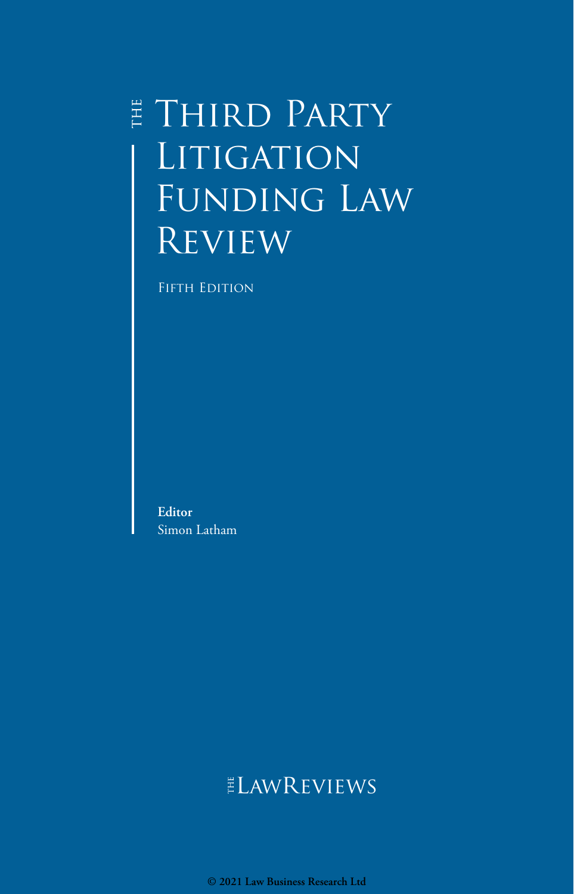# The Third Party Litigation Funding Law Review

Fifth Edition

**Editor**
Simon Latham

The Law Reviews

**© 2021 Law Business Research Ltd**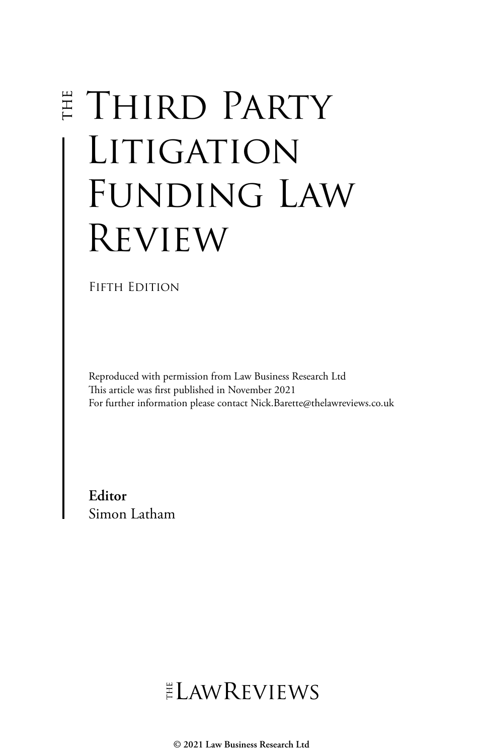# THE THIRD PARTY LITIGATION FUNDING LAW REVIEW

FIFTH EDITION

Reproduced with permission from Law Business Research Ltd
This article was first published in November 2021
For further information please contact Nick.Barette@thelawreviews.co.uk

**Editor**
Simon Latham

THE LAWREVIEWS

**© 2021 Law Business Research Ltd**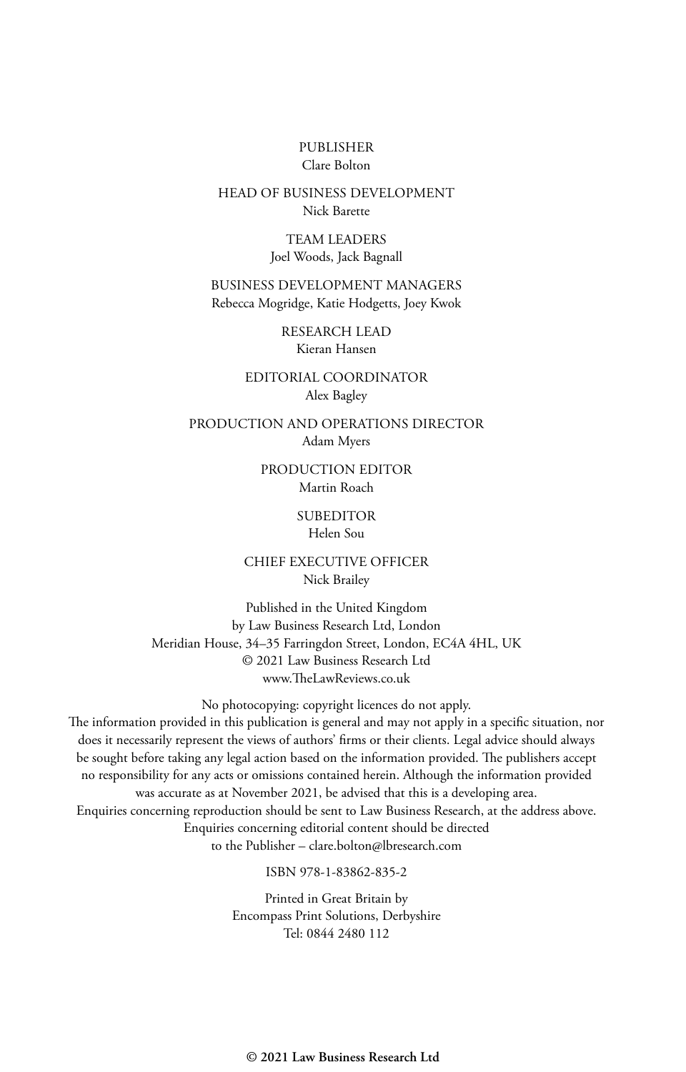PUBLISHER
Clare Bolton

HEAD OF BUSINESS DEVELOPMENT
Nick Barette

TEAM LEADERS
Joel Woods, Jack Bagnall

BUSINESS DEVELOPMENT MANAGERS
Rebecca Mogridge, Katie Hodgetts, Joey Kwok

RESEARCH LEAD
Kieran Hansen

EDITORIAL COORDINATOR
Alex Bagley

PRODUCTION AND OPERATIONS DIRECTOR
Adam Myers

PRODUCTION EDITOR
Martin Roach

SUBEDITOR
Helen Sou

CHIEF EXECUTIVE OFFICER
Nick Brailey

Published in the United Kingdom
by Law Business Research Ltd, London
Meridian House, 34–35 Farringdon Street, London, EC4A 4HL, UK
© 2021 Law Business Research Ltd
www.TheLawReviews.co.uk

No photocopying: copyright licences do not apply.
The information provided in this publication is general and may not apply in a specific situation, nor does it necessarily represent the views of authors' firms or their clients. Legal advice should always be sought before taking any legal action based on the information provided. The publishers accept no responsibility for any acts or omissions contained herein. Although the information provided was accurate as at November 2021, be advised that this is a developing area.
Enquiries concerning reproduction should be sent to Law Business Research, at the address above.
Enquiries concerning editorial content should be directed
to the Publisher – clare.bolton@lbresearch.com

ISBN 978-1-83862-835-2

Printed in Great Britain by
Encompass Print Solutions, Derbyshire
Tel: 0844 2480 112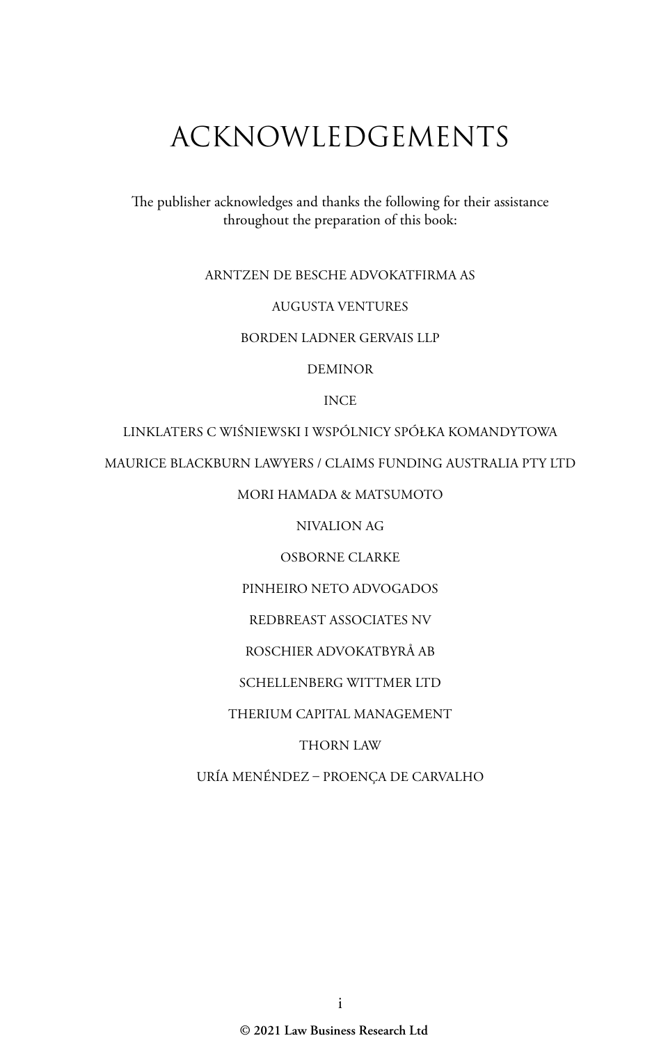# ACKNOWLEDGEMENTS

The publisher acknowledges and thanks the following for their assistance throughout the preparation of this book:

ARNTZEN DE BESCHE ADVOKATFIRMA AS

AUGUSTA VENTURES

BORDEN LADNER GERVAIS LLP

DEMINOR

INCE

LINKLATERS C WIŚNIEWSKI I WSPÓLNICY SPÓŁKA KOMANDYTOWA

MAURICE BLACKBURN LAWYERS / CLAIMS FUNDING AUSTRALIA PTY LTD

MORI HAMADA & MATSUMOTO

NIVALION AG

OSBORNE CLARKE

PINHEIRO NETO ADVOGADOS

REDBREAST ASSOCIATES NV

ROSCHIER ADVOKATBYRÅ AB

SCHELLENBERG WITTMER LTD

THERIUM CAPITAL MANAGEMENT

THORN LAW

URÍA MENÉNDEZ – PROENÇA DE CARVALHO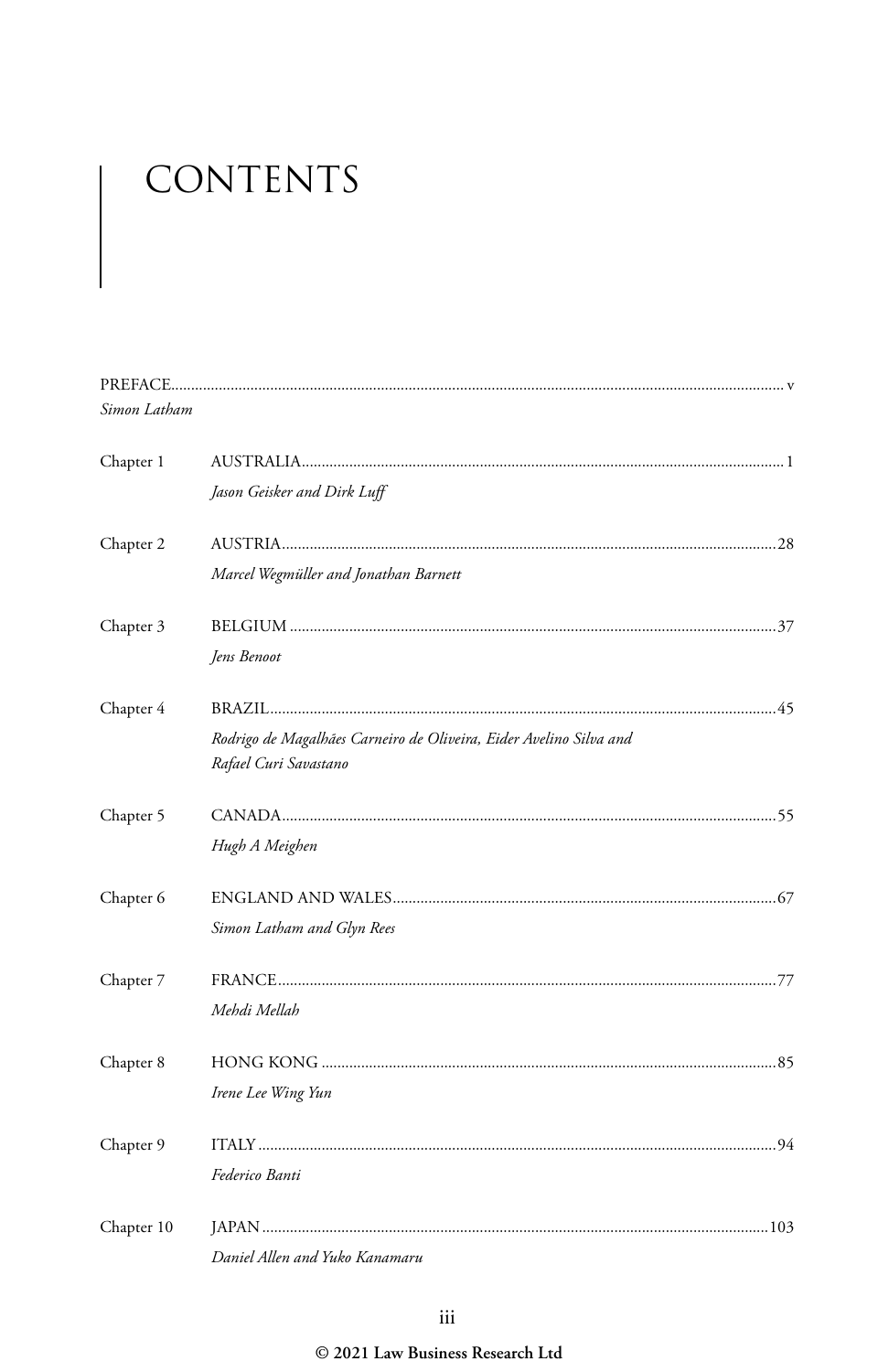# CONTENTS

PREFACE ..... v
*Simon Latham*

Chapter 1 AUSTRALIA ..... 1
*Jason Geisker and Dirk Luff*

Chapter 2 AUSTRIA ..... 28
*Marcel Wegmüller and Jonathan Barnett*

Chapter 3 BELGIUM ..... 37
*Jens Benoot*

Chapter 4 BRAZIL ..... 45
*Rodrigo de Magalhães Carneiro de Oliveira, Eider Avelino Silva and Rafael Curi Savastano*

Chapter 5 CANADA ..... 55
*Hugh A Meighen*

Chapter 6 ENGLAND AND WALES ..... 67
*Simon Latham and Glyn Rees*

Chapter 7 FRANCE ..... 77
*Mehdi Mellah*

Chapter 8 HONG KONG ..... 85
*Irene Lee Wing Yun*

Chapter 9 ITALY ..... 94
*Federico Banti*

Chapter 10 JAPAN ..... 103
*Daniel Allen and Yuko Kanamaru*

© 2021 Law Business Research Ltd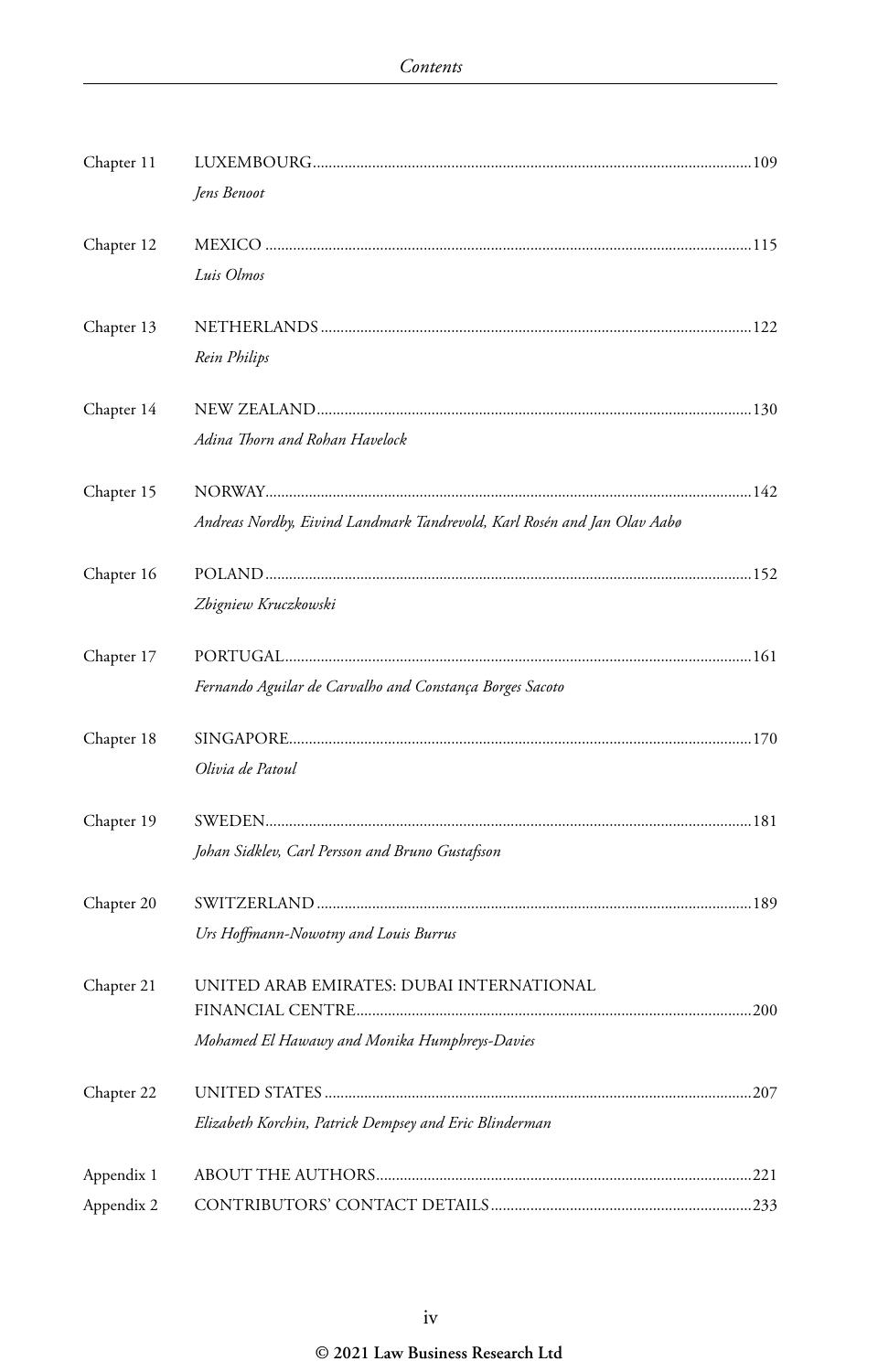| | | |
|---|---|---|
| Chapter 11 | LUXEMBOURG<br>*Jens Benoot* | 109 |
| Chapter 12 | MEXICO<br>*Luis Olmos* | 115 |
| Chapter 13 | NETHERLANDS<br>*Rein Philips* | 122 |
| Chapter 14 | NEW ZEALAND<br>*Adina Thorn and Rohan Havelock* | 130 |
| Chapter 15 | NORWAY<br>*Andreas Nordby, Eivind Landmark Tandrevold, Karl Rosén and Jan Olav Aabø* | 142 |
| Chapter 16 | POLAND<br>*Zbigniew Kruczkowski* | 152 |
| Chapter 17 | PORTUGAL<br>*Fernando Aguilar de Carvalho and Constança Borges Sacoto* | 161 |
| Chapter 18 | SINGAPORE<br>*Olivia de Patoul* | 170 |
| Chapter 19 | SWEDEN<br>*Johan Sidklev, Carl Persson and Bruno Gustafsson* | 181 |
| Chapter 20 | SWITZERLAND<br>*Urs Hoffmann-Nowotny and Louis Burrus* | 189 |
| Chapter 21 | UNITED ARAB EMIRATES: DUBAI INTERNATIONAL FINANCIAL CENTRE<br>*Mohamed El Hawawy and Monika Humphreys-Davies* | 200 |
| Chapter 22 | UNITED STATES<br>*Elizabeth Korchin, Patrick Dempsey and Eric Blinderman* | 207 |
| Appendix 1 | ABOUT THE AUTHORS | 221 |
| Appendix 2 | CONTRIBUTORS' CONTACT DETAILS | 233 |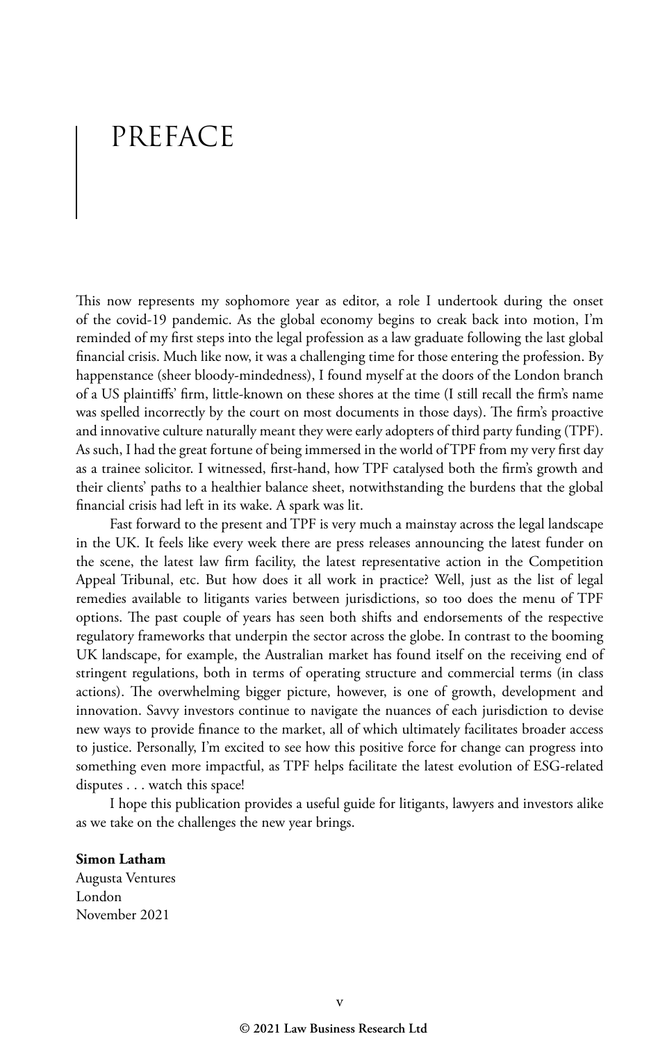# PREFACE

This now represents my sophomore year as editor, a role I undertook during the onset of the covid-19 pandemic. As the global economy begins to creak back into motion, I'm reminded of my first steps into the legal profession as a law graduate following the last global financial crisis. Much like now, it was a challenging time for those entering the profession. By happenstance (sheer bloody-mindedness), I found myself at the doors of the London branch of a US plaintiffs' firm, little-known on these shores at the time (I still recall the firm's name was spelled incorrectly by the court on most documents in those days). The firm's proactive and innovative culture naturally meant they were early adopters of third party funding (TPF). As such, I had the great fortune of being immersed in the world of TPF from my very first day as a trainee solicitor. I witnessed, first-hand, how TPF catalysed both the firm's growth and their clients' paths to a healthier balance sheet, notwithstanding the burdens that the global financial crisis had left in its wake. A spark was lit.

Fast forward to the present and TPF is very much a mainstay across the legal landscape in the UK. It feels like every week there are press releases announcing the latest funder on the scene, the latest law firm facility, the latest representative action in the Competition Appeal Tribunal, etc. But how does it all work in practice? Well, just as the list of legal remedies available to litigants varies between jurisdictions, so too does the menu of TPF options. The past couple of years has seen both shifts and endorsements of the respective regulatory frameworks that underpin the sector across the globe. In contrast to the booming UK landscape, for example, the Australian market has found itself on the receiving end of stringent regulations, both in terms of operating structure and commercial terms (in class actions). The overwhelming bigger picture, however, is one of growth, development and innovation. Savvy investors continue to navigate the nuances of each jurisdiction to devise new ways to provide finance to the market, all of which ultimately facilitates broader access to justice. Personally, I'm excited to see how this positive force for change can progress into something even more impactful, as TPF helps facilitate the latest evolution of ESG-related disputes . . . watch this space!

I hope this publication provides a useful guide for litigants, lawyers and investors alike as we take on the challenges the new year brings.

**Simon Latham**
Augusta Ventures
London
November 2021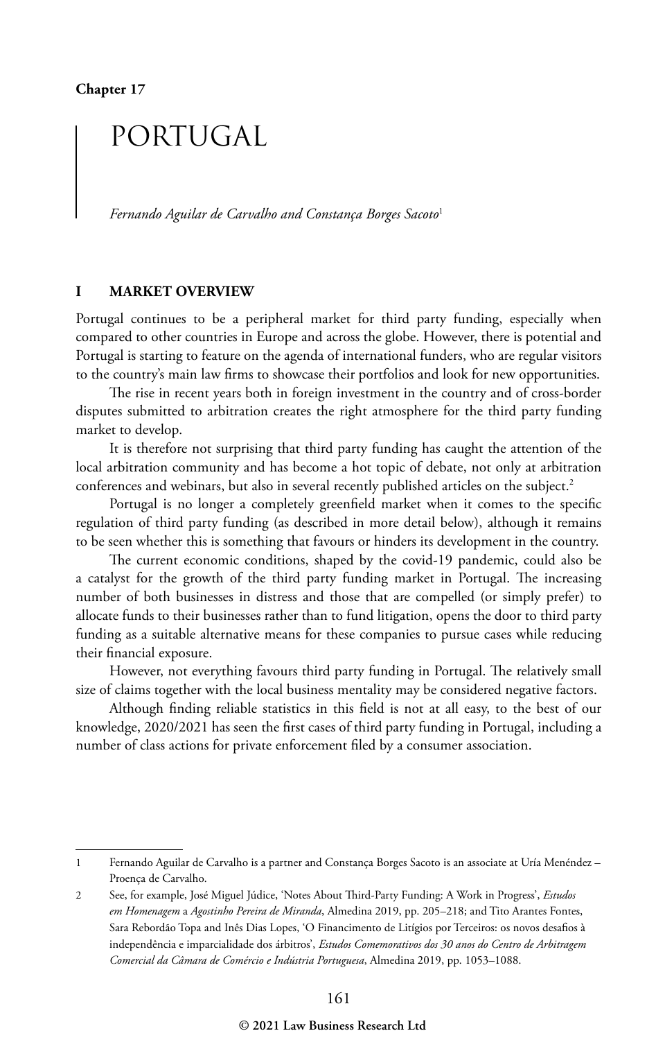Chapter 17

# PORTUGAL

*Fernando Aguilar de Carvalho and Constança Borges Sacoto*[1]

## I MARKET OVERVIEW

Portugal continues to be a peripheral market for third party funding, especially when compared to other countries in Europe and across the globe. However, there is potential and Portugal is starting to feature on the agenda of international funders, who are regular visitors to the country's main law firms to showcase their portfolios and look for new opportunities.

The rise in recent years both in foreign investment in the country and of cross-border disputes submitted to arbitration creates the right atmosphere for the third party funding market to develop.

It is therefore not surprising that third party funding has caught the attention of the local arbitration community and has become a hot topic of debate, not only at arbitration conferences and webinars, but also in several recently published articles on the subject.[2]

Portugal is no longer a completely greenfield market when it comes to the specific regulation of third party funding (as described in more detail below), although it remains to be seen whether this is something that favours or hinders its development in the country.

The current economic conditions, shaped by the covid-19 pandemic, could also be a catalyst for the growth of the third party funding market in Portugal. The increasing number of both businesses in distress and those that are compelled (or simply prefer) to allocate funds to their businesses rather than to fund litigation, opens the door to third party funding as a suitable alternative means for these companies to pursue cases while reducing their financial exposure.

However, not everything favours third party funding in Portugal. The relatively small size of claims together with the local business mentality may be considered negative factors.

Although finding reliable statistics in this field is not at all easy, to the best of our knowledge, 2020/2021 has seen the first cases of third party funding in Portugal, including a number of class actions for private enforcement filed by a consumer association.

---

1 Fernando Aguilar de Carvalho is a partner and Constança Borges Sacoto is an associate at Uría Menéndez – Proença de Carvalho.

2 See, for example, José Miguel Júdice, 'Notes About Third-Party Funding: A Work in Progress', *Estudos em Homenagem* a *Agostinho Pereira de Miranda*, Almedina 2019, pp. 205–218; and Tito Arantes Fontes, Sara Rebordão Topa and Inês Dias Lopes, 'O Financimento de Litígios por Terceiros: os novos desafios à independência e imparcialidade dos árbitros', *Estudos Comemorativos dos 30 anos do Centro de Arbitragem Comercial da Câmara de Comércio e Indústria Portuguesa*, Almedina 2019, pp. 1053–1088.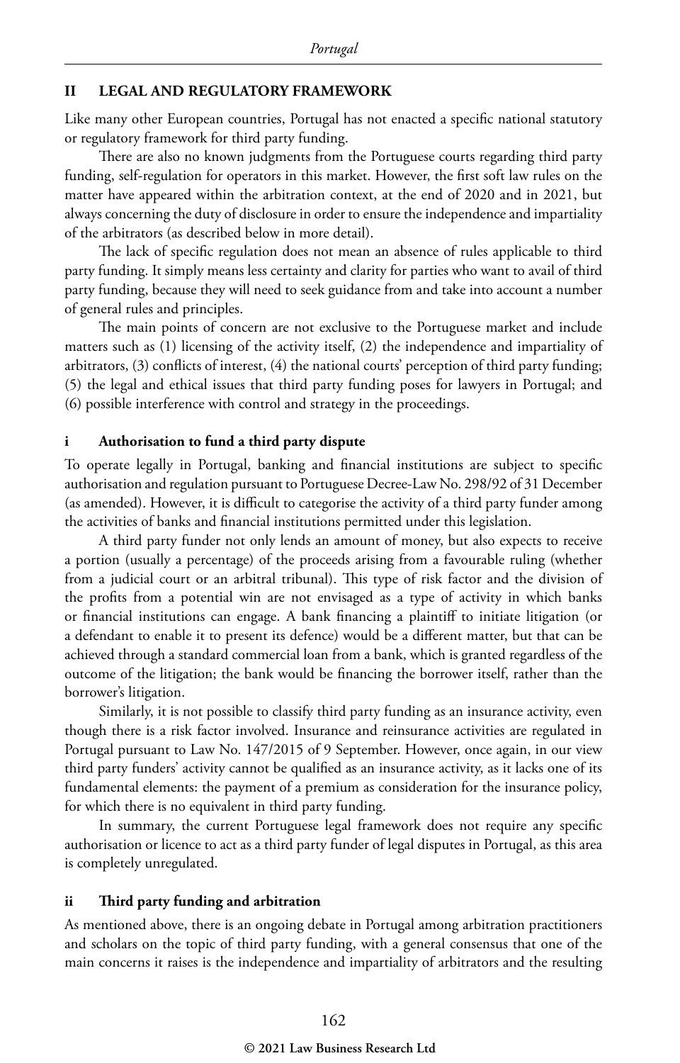## II LEGAL AND REGULATORY FRAMEWORK

Like many other European countries, Portugal has not enacted a specific national statutory or regulatory framework for third party funding.

There are also no known judgments from the Portuguese courts regarding third party funding, self-regulation for operators in this market. However, the first soft law rules on the matter have appeared within the arbitration context, at the end of 2020 and in 2021, but always concerning the duty of disclosure in order to ensure the independence and impartiality of the arbitrators (as described below in more detail).

The lack of specific regulation does not mean an absence of rules applicable to third party funding. It simply means less certainty and clarity for parties who want to avail of third party funding, because they will need to seek guidance from and take into account a number of general rules and principles.

The main points of concern are not exclusive to the Portuguese market and include matters such as (1) licensing of the activity itself, (2) the independence and impartiality of arbitrators, (3) conflicts of interest, (4) the national courts' perception of third party funding; (5) the legal and ethical issues that third party funding poses for lawyers in Portugal; and (6) possible interference with control and strategy in the proceedings.

### i Authorisation to fund a third party dispute

To operate legally in Portugal, banking and financial institutions are subject to specific authorisation and regulation pursuant to Portuguese Decree-Law No. 298/92 of 31 December (as amended). However, it is difficult to categorise the activity of a third party funder among the activities of banks and financial institutions permitted under this legislation.

A third party funder not only lends an amount of money, but also expects to receive a portion (usually a percentage) of the proceeds arising from a favourable ruling (whether from a judicial court or an arbitral tribunal). This type of risk factor and the division of the profits from a potential win are not envisaged as a type of activity in which banks or financial institutions can engage. A bank financing a plaintiff to initiate litigation (or a defendant to enable it to present its defence) would be a different matter, but that can be achieved through a standard commercial loan from a bank, which is granted regardless of the outcome of the litigation; the bank would be financing the borrower itself, rather than the borrower's litigation.

Similarly, it is not possible to classify third party funding as an insurance activity, even though there is a risk factor involved. Insurance and reinsurance activities are regulated in Portugal pursuant to Law No. 147/2015 of 9 September. However, once again, in our view third party funders' activity cannot be qualified as an insurance activity, as it lacks one of its fundamental elements: the payment of a premium as consideration for the insurance policy, for which there is no equivalent in third party funding.

In summary, the current Portuguese legal framework does not require any specific authorisation or licence to act as a third party funder of legal disputes in Portugal, as this area is completely unregulated.

### ii Third party funding and arbitration

As mentioned above, there is an ongoing debate in Portugal among arbitration practitioners and scholars on the topic of third party funding, with a general consensus that one of the main concerns it raises is the independence and impartiality of arbitrators and the resulting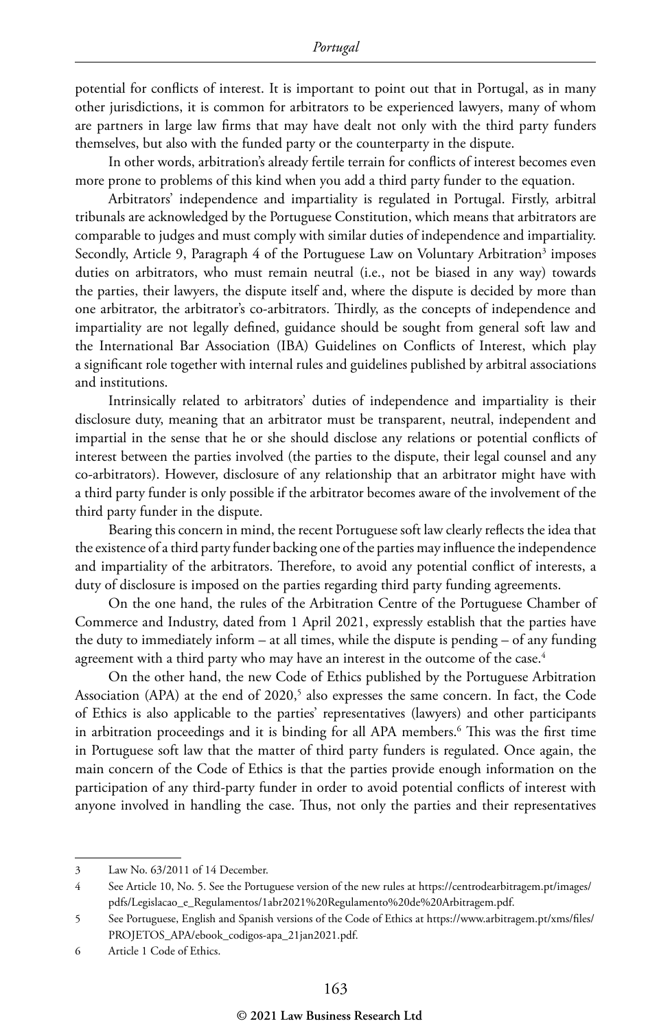potential for conflicts of interest. It is important to point out that in Portugal, as in many other jurisdictions, it is common for arbitrators to be experienced lawyers, many of whom are partners in large law firms that may have dealt not only with the third party funders themselves, but also with the funded party or the counterparty in the dispute.

In other words, arbitration's already fertile terrain for conflicts of interest becomes even more prone to problems of this kind when you add a third party funder to the equation.

Arbitrators' independence and impartiality is regulated in Portugal. Firstly, arbitral tribunals are acknowledged by the Portuguese Constitution, which means that arbitrators are comparable to judges and must comply with similar duties of independence and impartiality. Secondly, Article 9, Paragraph 4 of the Portuguese Law on Voluntary Arbitration[3] imposes duties on arbitrators, who must remain neutral (i.e., not be biased in any way) towards the parties, their lawyers, the dispute itself and, where the dispute is decided by more than one arbitrator, the arbitrator's co-arbitrators. Thirdly, as the concepts of independence and impartiality are not legally defined, guidance should be sought from general soft law and the International Bar Association (IBA) Guidelines on Conflicts of Interest, which play a significant role together with internal rules and guidelines published by arbitral associations and institutions.

Intrinsically related to arbitrators' duties of independence and impartiality is their disclosure duty, meaning that an arbitrator must be transparent, neutral, independent and impartial in the sense that he or she should disclose any relations or potential conflicts of interest between the parties involved (the parties to the dispute, their legal counsel and any co-arbitrators). However, disclosure of any relationship that an arbitrator might have with a third party funder is only possible if the arbitrator becomes aware of the involvement of the third party funder in the dispute.

Bearing this concern in mind, the recent Portuguese soft law clearly reflects the idea that the existence of a third party funder backing one of the parties may influence the independence and impartiality of the arbitrators. Therefore, to avoid any potential conflict of interests, a duty of disclosure is imposed on the parties regarding third party funding agreements.

On the one hand, the rules of the Arbitration Centre of the Portuguese Chamber of Commerce and Industry, dated from 1 April 2021, expressly establish that the parties have the duty to immediately inform – at all times, while the dispute is pending – of any funding agreement with a third party who may have an interest in the outcome of the case.[4]

On the other hand, the new Code of Ethics published by the Portuguese Arbitration Association (APA) at the end of 2020,[5] also expresses the same concern. In fact, the Code of Ethics is also applicable to the parties' representatives (lawyers) and other participants in arbitration proceedings and it is binding for all APA members.[6] This was the first time in Portuguese soft law that the matter of third party funders is regulated. Once again, the main concern of the Code of Ethics is that the parties provide enough information on the participation of any third-party funder in order to avoid potential conflicts of interest with anyone involved in handling the case. Thus, not only the parties and their representatives

---

3 Law No. 63/2011 of 14 December.

4 See Article 10, No. 5. See the Portuguese version of the new rules at https://centrodearbitragem.pt/images/pdfs/Legislacao_e_Regulamentos/1abr2021%20Regulamento%20de%20Arbitragem.pdf.

5 See Portuguese, English and Spanish versions of the Code of Ethics at https://www.arbitragem.pt/xms/files/PROJETOS_APA/ebook_codigos-apa_21jan2021.pdf.

6 Article 1 Code of Ethics.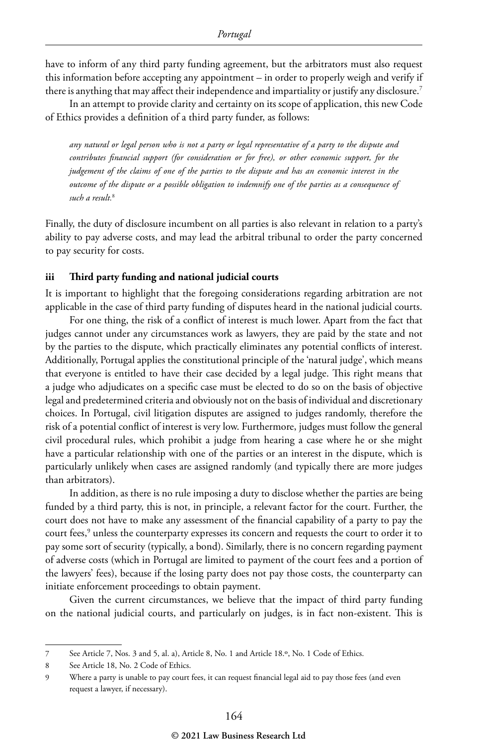have to inform of any third party funding agreement, but the arbitrators must also request this information before accepting any appointment – in order to properly weigh and verify if there is anything that may affect their independence and impartiality or justify any disclosure.[7]

In an attempt to provide clarity and certainty on its scope of application, this new Code of Ethics provides a definition of a third party funder, as follows:

> *any natural or legal person who is not a party or legal representative of a party to the dispute and contributes financial support (for consideration or for free), or other economic support, for the judgement of the claims of one of the parties to the dispute and has an economic interest in the outcome of the dispute or a possible obligation to indemnify one of the parties as a consequence of such a result.*[8]

Finally, the duty of disclosure incumbent on all parties is also relevant in relation to a party's ability to pay adverse costs, and may lead the arbitral tribunal to order the party concerned to pay security for costs.

### iii Third party funding and national judicial courts

It is important to highlight that the foregoing considerations regarding arbitration are not applicable in the case of third party funding of disputes heard in the national judicial courts.

For one thing, the risk of a conflict of interest is much lower. Apart from the fact that judges cannot under any circumstances work as lawyers, they are paid by the state and not by the parties to the dispute, which practically eliminates any potential conflicts of interest. Additionally, Portugal applies the constitutional principle of the 'natural judge', which means that everyone is entitled to have their case decided by a legal judge. This right means that a judge who adjudicates on a specific case must be elected to do so on the basis of objective legal and predetermined criteria and obviously not on the basis of individual and discretionary choices. In Portugal, civil litigation disputes are assigned to judges randomly, therefore the risk of a potential conflict of interest is very low. Furthermore, judges must follow the general civil procedural rules, which prohibit a judge from hearing a case where he or she might have a particular relationship with one of the parties or an interest in the dispute, which is particularly unlikely when cases are assigned randomly (and typically there are more judges than arbitrators).

In addition, as there is no rule imposing a duty to disclose whether the parties are being funded by a third party, this is not, in principle, a relevant factor for the court. Further, the court does not have to make any assessment of the financial capability of a party to pay the court fees,[9] unless the counterparty expresses its concern and requests the court to order it to pay some sort of security (typically, a bond). Similarly, there is no concern regarding payment of adverse costs (which in Portugal are limited to payment of the court fees and a portion of the lawyers' fees), because if the losing party does not pay those costs, the counterparty can initiate enforcement proceedings to obtain payment.

Given the current circumstances, we believe that the impact of third party funding on the national judicial courts, and particularly on judges, is in fact non-existent. This is

---

7 See Article 7, Nos. 3 and 5, al. a), Article 8, No. 1 and Article 18.º, No. 1 Code of Ethics.

8 See Article 18, No. 2 Code of Ethics.

9 Where a party is unable to pay court fees, it can request financial legal aid to pay those fees (and even request a lawyer, if necessary).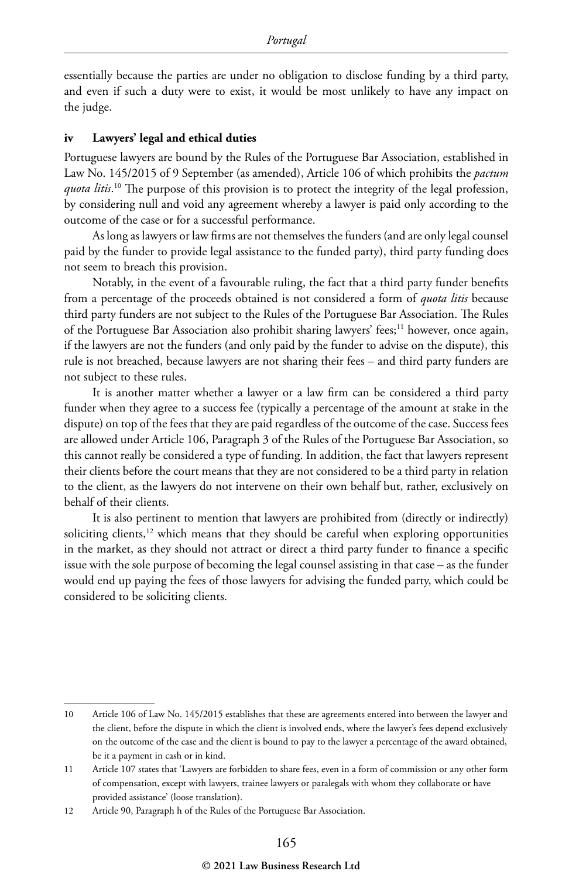essentially because the parties are under no obligation to disclose funding by a third party, and even if such a duty were to exist, it would be most unlikely to have any impact on the judge.

### iv Lawyers' legal and ethical duties

Portuguese lawyers are bound by the Rules of the Portuguese Bar Association, established in Law No. 145/2015 of 9 September (as amended), Article 106 of which prohibits the *pactum quota litis*.[10] The purpose of this provision is to protect the integrity of the legal profession, by considering null and void any agreement whereby a lawyer is paid only according to the outcome of the case or for a successful performance.

As long as lawyers or law firms are not themselves the funders (and are only legal counsel paid by the funder to provide legal assistance to the funded party), third party funding does not seem to breach this provision.

Notably, in the event of a favourable ruling, the fact that a third party funder benefits from a percentage of the proceeds obtained is not considered a form of *quota litis* because third party funders are not subject to the Rules of the Portuguese Bar Association. The Rules of the Portuguese Bar Association also prohibit sharing lawyers' fees;[11] however, once again, if the lawyers are not the funders (and only paid by the funder to advise on the dispute), this rule is not breached, because lawyers are not sharing their fees – and third party funders are not subject to these rules.

It is another matter whether a lawyer or a law firm can be considered a third party funder when they agree to a success fee (typically a percentage of the amount at stake in the dispute) on top of the fees that they are paid regardless of the outcome of the case. Success fees are allowed under Article 106, Paragraph 3 of the Rules of the Portuguese Bar Association, so this cannot really be considered a type of funding. In addition, the fact that lawyers represent their clients before the court means that they are not considered to be a third party in relation to the client, as the lawyers do not intervene on their own behalf but, rather, exclusively on behalf of their clients.

It is also pertinent to mention that lawyers are prohibited from (directly or indirectly) soliciting clients,[12] which means that they should be careful when exploring opportunities in the market, as they should not attract or direct a third party funder to finance a specific issue with the sole purpose of becoming the legal counsel assisting in that case – as the funder would end up paying the fees of those lawyers for advising the funded party, which could be considered to be soliciting clients.

---

10 Article 106 of Law No. 145/2015 establishes that these are agreements entered into between the lawyer and the client, before the dispute in which the client is involved ends, where the lawyer's fees depend exclusively on the outcome of the case and the client is bound to pay to the lawyer a percentage of the award obtained, be it a payment in cash or in kind.

11 Article 107 states that 'Lawyers are forbidden to share fees, even in a form of commission or any other form of compensation, except with lawyers, trainee lawyers or paralegals with whom they collaborate or have provided assistance' (loose translation).

12 Article 90, Paragraph h of the Rules of the Portuguese Bar Association.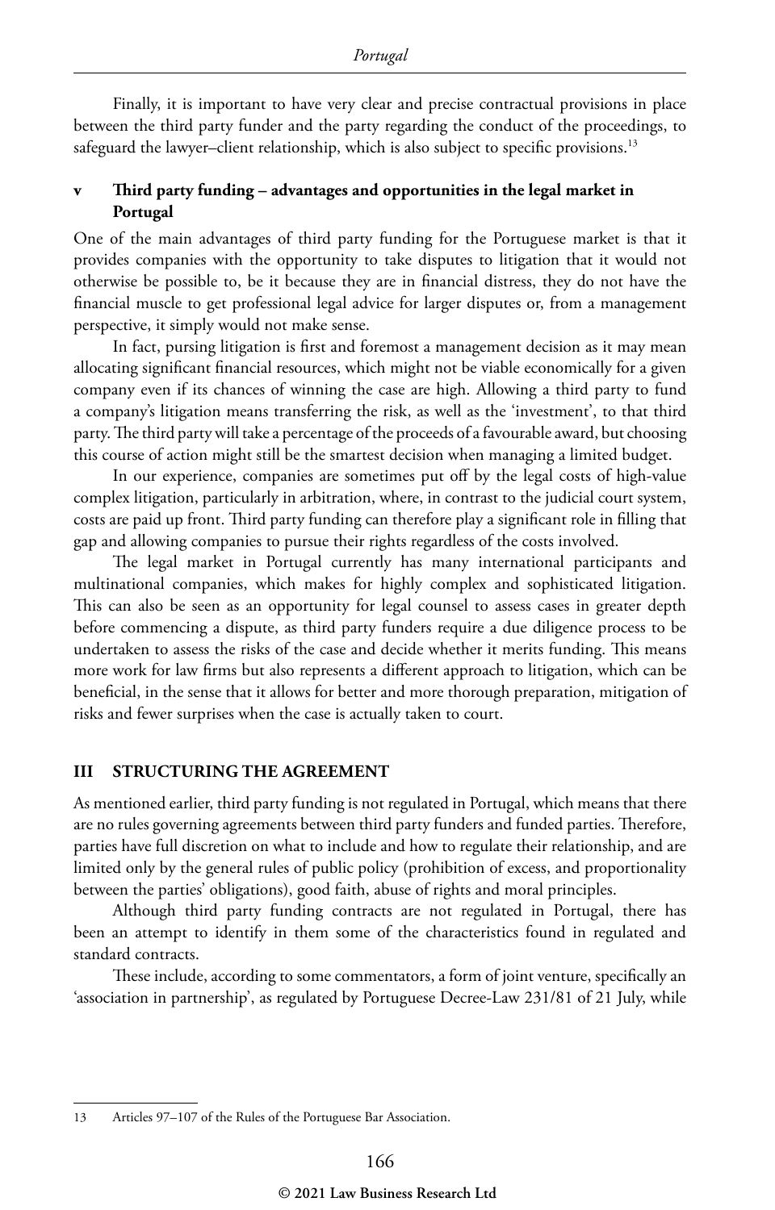Finally, it is important to have very clear and precise contractual provisions in place between the third party funder and the party regarding the conduct of the proceedings, to safeguard the lawyer–client relationship, which is also subject to specific provisions.[13]

### v Third party funding – advantages and opportunities in the legal market in Portugal

One of the main advantages of third party funding for the Portuguese market is that it provides companies with the opportunity to take disputes to litigation that it would not otherwise be possible to, be it because they are in financial distress, they do not have the financial muscle to get professional legal advice for larger disputes or, from a management perspective, it simply would not make sense.

In fact, pursing litigation is first and foremost a management decision as it may mean allocating significant financial resources, which might not be viable economically for a given company even if its chances of winning the case are high. Allowing a third party to fund a company's litigation means transferring the risk, as well as the 'investment', to that third party. The third party will take a percentage of the proceeds of a favourable award, but choosing this course of action might still be the smartest decision when managing a limited budget.

In our experience, companies are sometimes put off by the legal costs of high-value complex litigation, particularly in arbitration, where, in contrast to the judicial court system, costs are paid up front. Third party funding can therefore play a significant role in filling that gap and allowing companies to pursue their rights regardless of the costs involved.

The legal market in Portugal currently has many international participants and multinational companies, which makes for highly complex and sophisticated litigation. This can also be seen as an opportunity for legal counsel to assess cases in greater depth before commencing a dispute, as third party funders require a due diligence process to be undertaken to assess the risks of the case and decide whether it merits funding. This means more work for law firms but also represents a different approach to litigation, which can be beneficial, in the sense that it allows for better and more thorough preparation, mitigation of risks and fewer surprises when the case is actually taken to court.

## III STRUCTURING THE AGREEMENT

As mentioned earlier, third party funding is not regulated in Portugal, which means that there are no rules governing agreements between third party funders and funded parties. Therefore, parties have full discretion on what to include and how to regulate their relationship, and are limited only by the general rules of public policy (prohibition of excess, and proportionality between the parties' obligations), good faith, abuse of rights and moral principles.

Although third party funding contracts are not regulated in Portugal, there has been an attempt to identify in them some of the characteristics found in regulated and standard contracts.

These include, according to some commentators, a form of joint venture, specifically an 'association in partnership', as regulated by Portuguese Decree-Law 231/81 of 21 July, while

---

13 Articles 97–107 of the Rules of the Portuguese Bar Association.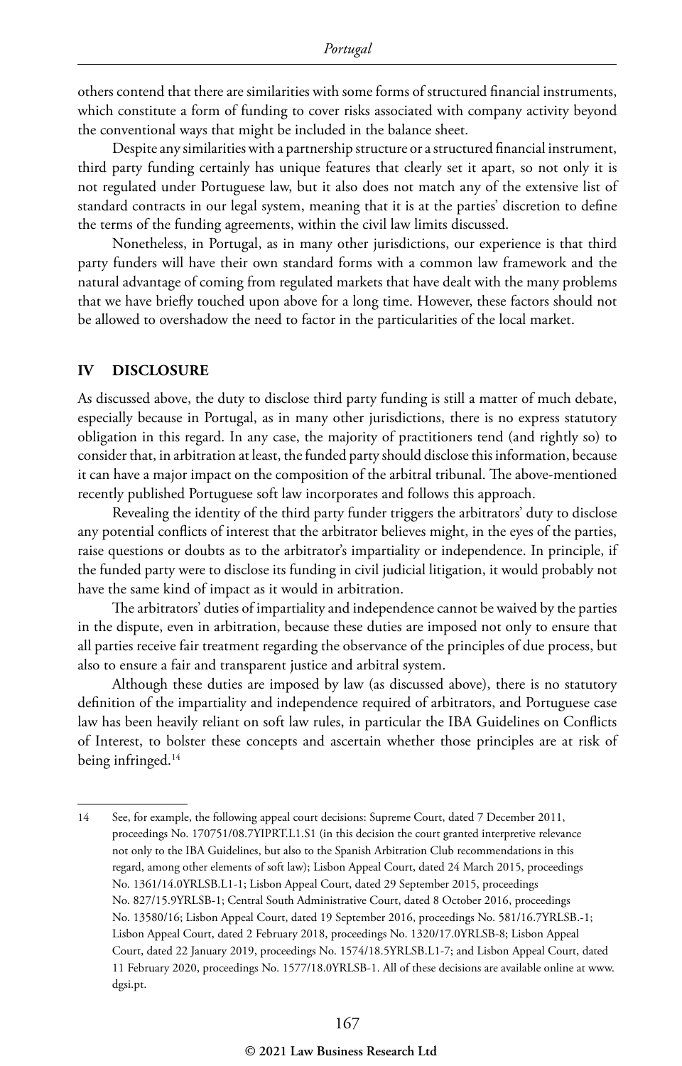others contend that there are similarities with some forms of structured financial instruments, which constitute a form of funding to cover risks associated with company activity beyond the conventional ways that might be included in the balance sheet.

Despite any similarities with a partnership structure or a structured financial instrument, third party funding certainly has unique features that clearly set it apart, so not only it is not regulated under Portuguese law, but it also does not match any of the extensive list of standard contracts in our legal system, meaning that it is at the parties' discretion to define the terms of the funding agreements, within the civil law limits discussed.

Nonetheless, in Portugal, as in many other jurisdictions, our experience is that third party funders will have their own standard forms with a common law framework and the natural advantage of coming from regulated markets that have dealt with the many problems that we have briefly touched upon above for a long time. However, these factors should not be allowed to overshadow the need to factor in the particularities of the local market.

## IV DISCLOSURE

As discussed above, the duty to disclose third party funding is still a matter of much debate, especially because in Portugal, as in many other jurisdictions, there is no express statutory obligation in this regard. In any case, the majority of practitioners tend (and rightly so) to consider that, in arbitration at least, the funded party should disclose this information, because it can have a major impact on the composition of the arbitral tribunal. The above-mentioned recently published Portuguese soft law incorporates and follows this approach.

Revealing the identity of the third party funder triggers the arbitrators' duty to disclose any potential conflicts of interest that the arbitrator believes might, in the eyes of the parties, raise questions or doubts as to the arbitrator's impartiality or independence. In principle, if the funded party were to disclose its funding in civil judicial litigation, it would probably not have the same kind of impact as it would in arbitration.

The arbitrators' duties of impartiality and independence cannot be waived by the parties in the dispute, even in arbitration, because these duties are imposed not only to ensure that all parties receive fair treatment regarding the observance of the principles of due process, but also to ensure a fair and transparent justice and arbitral system.

Although these duties are imposed by law (as discussed above), there is no statutory definition of the impartiality and independence required of arbitrators, and Portuguese case law has been heavily reliant on soft law rules, in particular the IBA Guidelines on Conflicts of Interest, to bolster these concepts and ascertain whether those principles are at risk of being infringed.[14]

---

14 See, for example, the following appeal court decisions: Supreme Court, dated 7 December 2011, proceedings No. 170751/08.7YIPRT.L1.S1 (in this decision the court granted interpretive relevance not only to the IBA Guidelines, but also to the Spanish Arbitration Club recommendations in this regard, among other elements of soft law); Lisbon Appeal Court, dated 24 March 2015, proceedings No. 1361/14.0YRLSB.L1-1; Lisbon Appeal Court, dated 29 September 2015, proceedings No. 827/15.9YRLSB-1; Central South Administrative Court, dated 8 October 2016, proceedings No. 13580/16; Lisbon Appeal Court, dated 19 September 2016, proceedings No. 581/16.7YRLSB.-1; Lisbon Appeal Court, dated 2 February 2018, proceedings No. 1320/17.0YRLSB-8; Lisbon Appeal Court, dated 22 January 2019, proceedings No. 1574/18.5YRLSB.L1-7; and Lisbon Appeal Court, dated 11 February 2020, proceedings No. 1577/18.0YRLSB-1. All of these decisions are available online at www.dgsi.pt.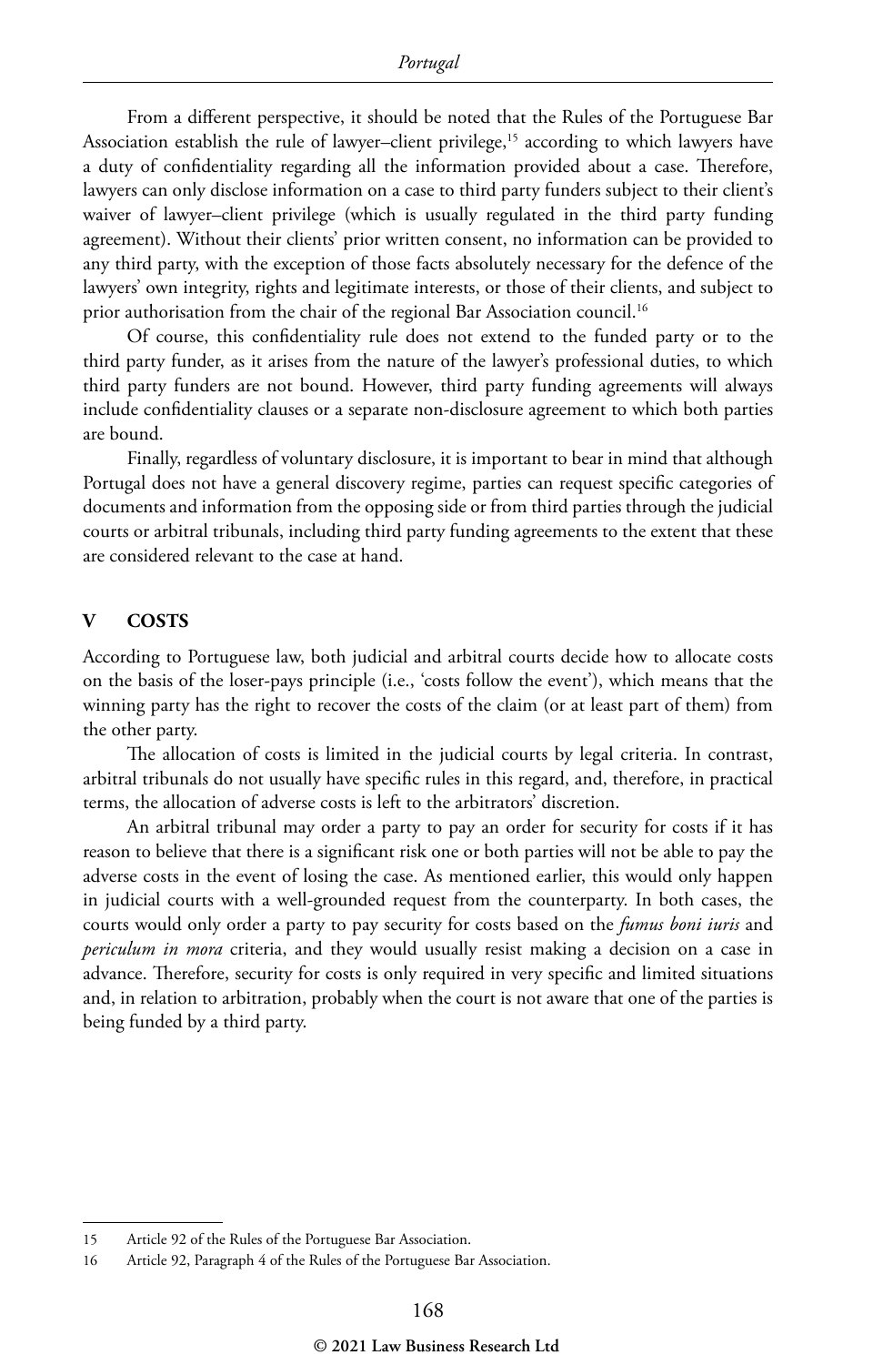From a different perspective, it should be noted that the Rules of the Portuguese Bar Association establish the rule of lawyer–client privilege,[15] according to which lawyers have a duty of confidentiality regarding all the information provided about a case. Therefore, lawyers can only disclose information on a case to third party funders subject to their client's waiver of lawyer–client privilege (which is usually regulated in the third party funding agreement). Without their clients' prior written consent, no information can be provided to any third party, with the exception of those facts absolutely necessary for the defence of the lawyers' own integrity, rights and legitimate interests, or those of their clients, and subject to prior authorisation from the chair of the regional Bar Association council.[16]

Of course, this confidentiality rule does not extend to the funded party or to the third party funder, as it arises from the nature of the lawyer's professional duties, to which third party funders are not bound. However, third party funding agreements will always include confidentiality clauses or a separate non-disclosure agreement to which both parties are bound.

Finally, regardless of voluntary disclosure, it is important to bear in mind that although Portugal does not have a general discovery regime, parties can request specific categories of documents and information from the opposing side or from third parties through the judicial courts or arbitral tribunals, including third party funding agreements to the extent that these are considered relevant to the case at hand.

## V COSTS

According to Portuguese law, both judicial and arbitral courts decide how to allocate costs on the basis of the loser-pays principle (i.e., 'costs follow the event'), which means that the winning party has the right to recover the costs of the claim (or at least part of them) from the other party.

The allocation of costs is limited in the judicial courts by legal criteria. In contrast, arbitral tribunals do not usually have specific rules in this regard, and, therefore, in practical terms, the allocation of adverse costs is left to the arbitrators' discretion.

An arbitral tribunal may order a party to pay an order for security for costs if it has reason to believe that there is a significant risk one or both parties will not be able to pay the adverse costs in the event of losing the case. As mentioned earlier, this would only happen in judicial courts with a well-grounded request from the counterparty. In both cases, the courts would only order a party to pay security for costs based on the *fumus boni iuris* and *periculum in mora* criteria, and they would usually resist making a decision on a case in advance. Therefore, security for costs is only required in very specific and limited situations and, in relation to arbitration, probably when the court is not aware that one of the parties is being funded by a third party.

---

15 Article 92 of the Rules of the Portuguese Bar Association.

16 Article 92, Paragraph 4 of the Rules of the Portuguese Bar Association.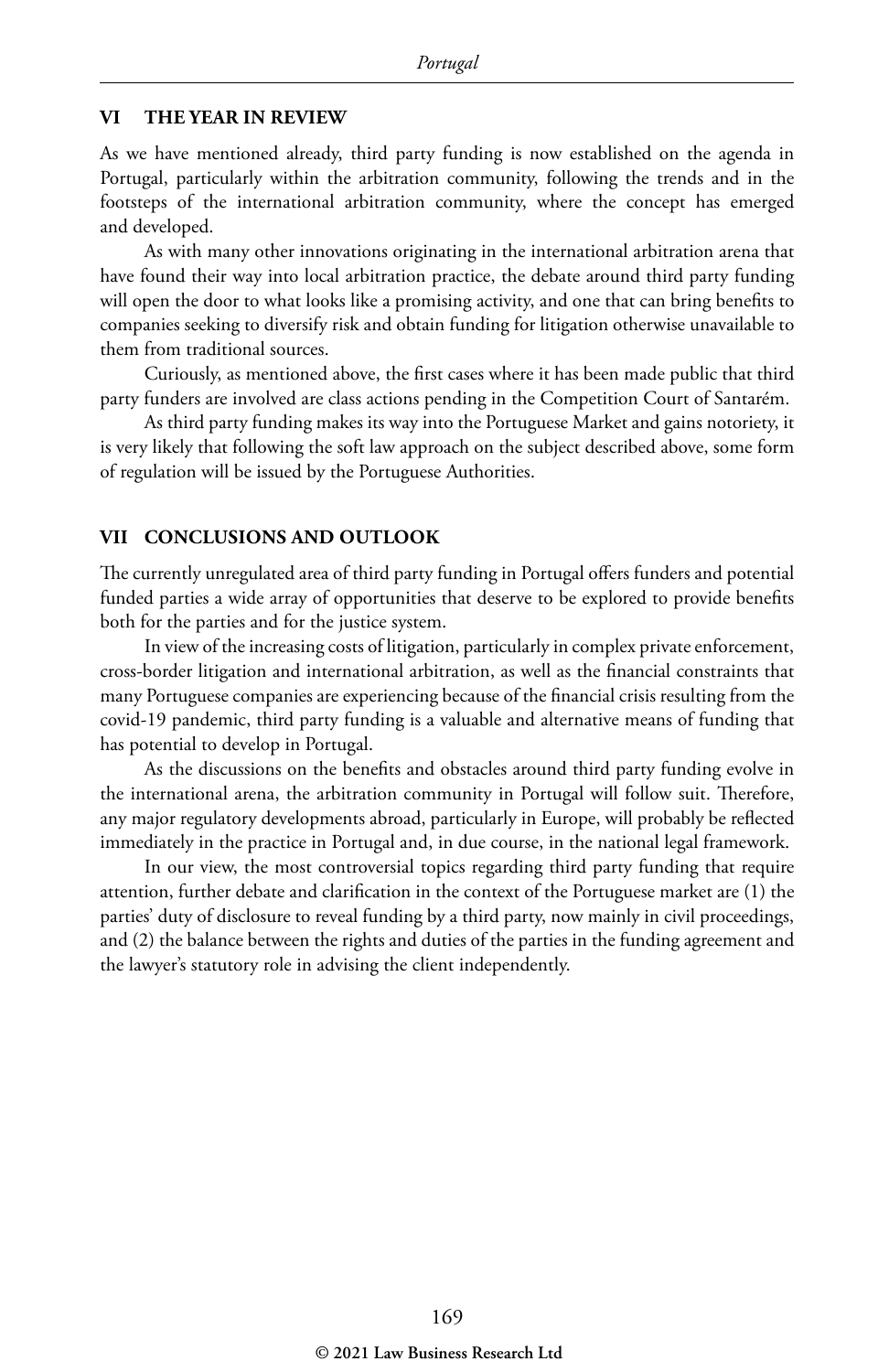## VI THE YEAR IN REVIEW

As we have mentioned already, third party funding is now established on the agenda in Portugal, particularly within the arbitration community, following the trends and in the footsteps of the international arbitration community, where the concept has emerged and developed.

As with many other innovations originating in the international arbitration arena that have found their way into local arbitration practice, the debate around third party funding will open the door to what looks like a promising activity, and one that can bring benefits to companies seeking to diversify risk and obtain funding for litigation otherwise unavailable to them from traditional sources.

Curiously, as mentioned above, the first cases where it has been made public that third party funders are involved are class actions pending in the Competition Court of Santarém.

As third party funding makes its way into the Portuguese Market and gains notoriety, it is very likely that following the soft law approach on the subject described above, some form of regulation will be issued by the Portuguese Authorities.

## VII CONCLUSIONS AND OUTLOOK

The currently unregulated area of third party funding in Portugal offers funders and potential funded parties a wide array of opportunities that deserve to be explored to provide benefits both for the parties and for the justice system.

In view of the increasing costs of litigation, particularly in complex private enforcement, cross-border litigation and international arbitration, as well as the financial constraints that many Portuguese companies are experiencing because of the financial crisis resulting from the covid-19 pandemic, third party funding is a valuable and alternative means of funding that has potential to develop in Portugal.

As the discussions on the benefits and obstacles around third party funding evolve in the international arena, the arbitration community in Portugal will follow suit. Therefore, any major regulatory developments abroad, particularly in Europe, will probably be reflected immediately in the practice in Portugal and, in due course, in the national legal framework.

In our view, the most controversial topics regarding third party funding that require attention, further debate and clarification in the context of the Portuguese market are (1) the parties' duty of disclosure to reveal funding by a third party, now mainly in civil proceedings, and (2) the balance between the rights and duties of the parties in the funding agreement and the lawyer's statutory role in advising the client independently.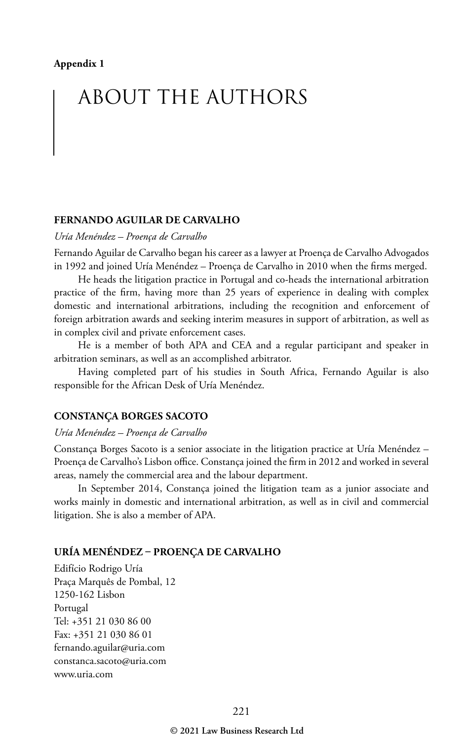**Appendix 1**

# ABOUT THE AUTHORS

## FERNANDO AGUILAR DE CARVALHO

*Uría Menéndez – Proença de Carvalho*

Fernando Aguilar de Carvalho began his career as a lawyer at Proença de Carvalho Advogados in 1992 and joined Uría Menéndez – Proença de Carvalho in 2010 when the firms merged.

He heads the litigation practice in Portugal and co-heads the international arbitration practice of the firm, having more than 25 years of experience in dealing with complex domestic and international arbitrations, including the recognition and enforcement of foreign arbitration awards and seeking interim measures in support of arbitration, as well as in complex civil and private enforcement cases.

He is a member of both APA and CEA and a regular participant and speaker in arbitration seminars, as well as an accomplished arbitrator.

Having completed part of his studies in South Africa, Fernando Aguilar is also responsible for the African Desk of Uría Menéndez.

## CONSTANÇA BORGES SACOTO

*Uría Menéndez – Proença de Carvalho*

Constança Borges Sacoto is a senior associate in the litigation practice at Uría Menéndez – Proença de Carvalho's Lisbon office. Constança joined the firm in 2012 and worked in several areas, namely the commercial area and the labour department.

In September 2014, Constança joined the litigation team as a junior associate and works mainly in domestic and international arbitration, as well as in civil and commercial litigation. She is also a member of APA.

## URÍA MENÉNDEZ – PROENÇA DE CARVALHO

Edifício Rodrigo Uría
Praça Marquês de Pombal, 12
1250-162 Lisbon
Portugal
Tel: +351 21 030 86 00
Fax: +351 21 030 86 01
fernando.aguilar@uria.com
constanca.sacoto@uria.com
www.uria.com

© 2021 Law Business Research Ltd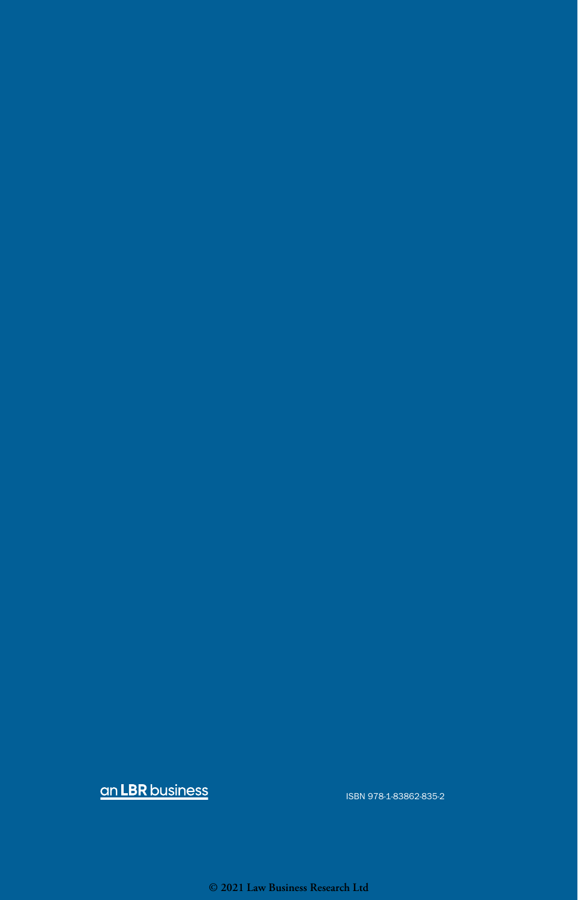an LBR business

ISBN 978-1-83862-835-2

© 2021 Law Business Research Ltd